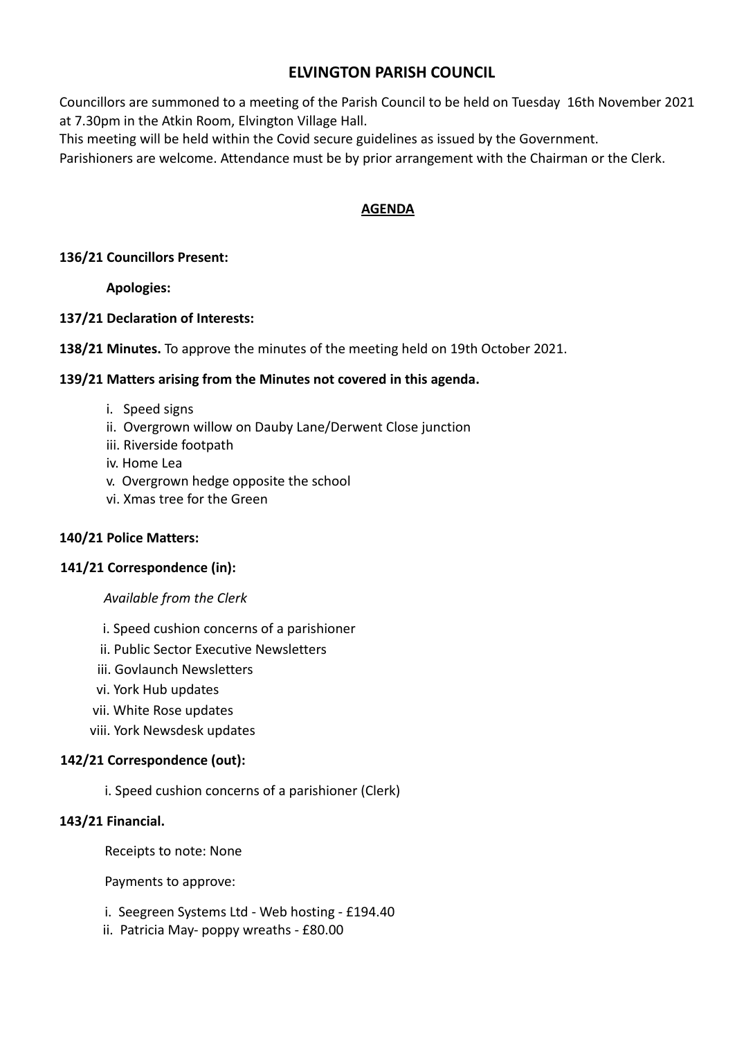# ELVINGTON PARISH COUNCIL

Councillors are summoned to a meeting of the Parish Council to be held on Tuesday 16th November 2021 at 7.30pm in the Atkin Room, Elvington Village Hall.

This meeting will be held within the Covid secure guidelines as issued by the Government.

Parishioners are welcome. Attendance must be by prior arrangement with the Chairman or the Clerk.

## AGENDA

**136/21 Councillors Present:**

**Apologies:**

**137/21 Declaration of Interests:**

**138/21 Minutes.** To approve the minutes of the meeting held on 19th October 2021.

**139/21 Matters arising from the Minutes not covered in this agenda.**

i. Speed signs
ii. Overgrown willow on Dauby Lane/Derwent Close junction
iii. Riverside footpath
iv. Home Lea
v. Overgrown hedge opposite the school
vi. Xmas tree for the Green

**140/21 Police Matters:**

**141/21 Correspondence (in):**

*Available from the Clerk*

i. Speed cushion concerns of a parishioner
ii. Public Sector Executive Newsletters
iii. Govlaunch Newsletters
vi. York Hub updates
vii. White Rose updates
viii. York Newsdesk updates

**142/21 Correspondence (out):**

i. Speed cushion concerns of a parishioner (Clerk)

**143/21 Financial.**

Receipts to note: None

Payments to approve:

i. Seegreen Systems Ltd - Web hosting - £194.40
ii. Patricia May- poppy wreaths - £80.00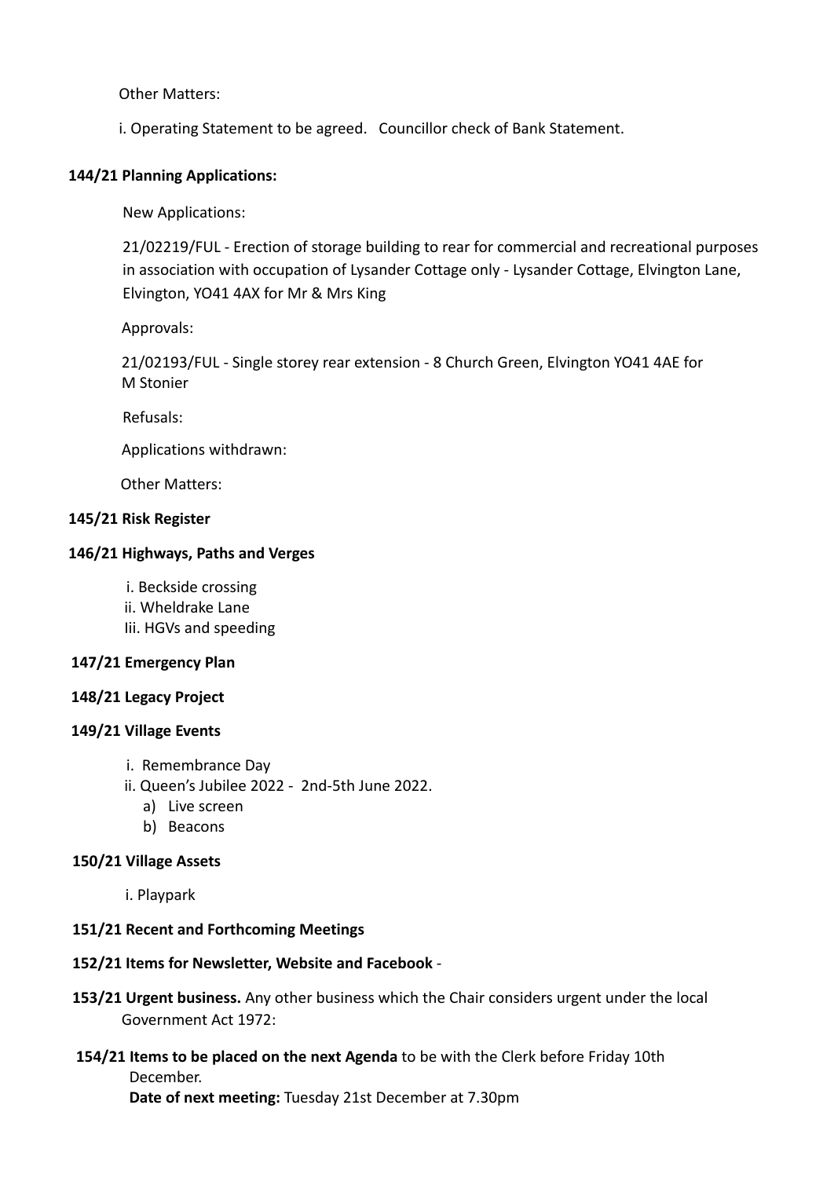Other Matters:

i. Operating Statement to be agreed. Councillor check of Bank Statement.

**144/21 Planning Applications:**

New Applications:

21/02219/FUL - Erection of storage building to rear for commercial and recreational purposes in association with occupation of Lysander Cottage only - Lysander Cottage, Elvington Lane, Elvington, YO41 4AX for Mr & Mrs King

Approvals:

21/02193/FUL - Single storey rear extension - 8 Church Green, Elvington YO41 4AE for M Stonier

Refusals:

Applications withdrawn:

Other Matters:

**145/21 Risk Register**

**146/21 Highways, Paths and Verges**

i. Beckside crossing
ii. Wheldrake Lane
Iii. HGVs and speeding

**147/21 Emergency Plan**

**148/21 Legacy Project**

**149/21 Village Events**

i. Remembrance Day
ii. Queen's Jubilee 2022 - 2nd-5th June 2022.
 a) Live screen
 b) Beacons

**150/21 Village Assets**

i. Playpark

**151/21 Recent and Forthcoming Meetings**

**152/21 Items for Newsletter, Website and Facebook** -

**153/21 Urgent business.** Any other business which the Chair considers urgent under the local Government Act 1972:

**154/21 Items to be placed on the next Agenda** to be with the Clerk before Friday 10th December.
**Date of next meeting:** Tuesday 21st December at 7.30pm